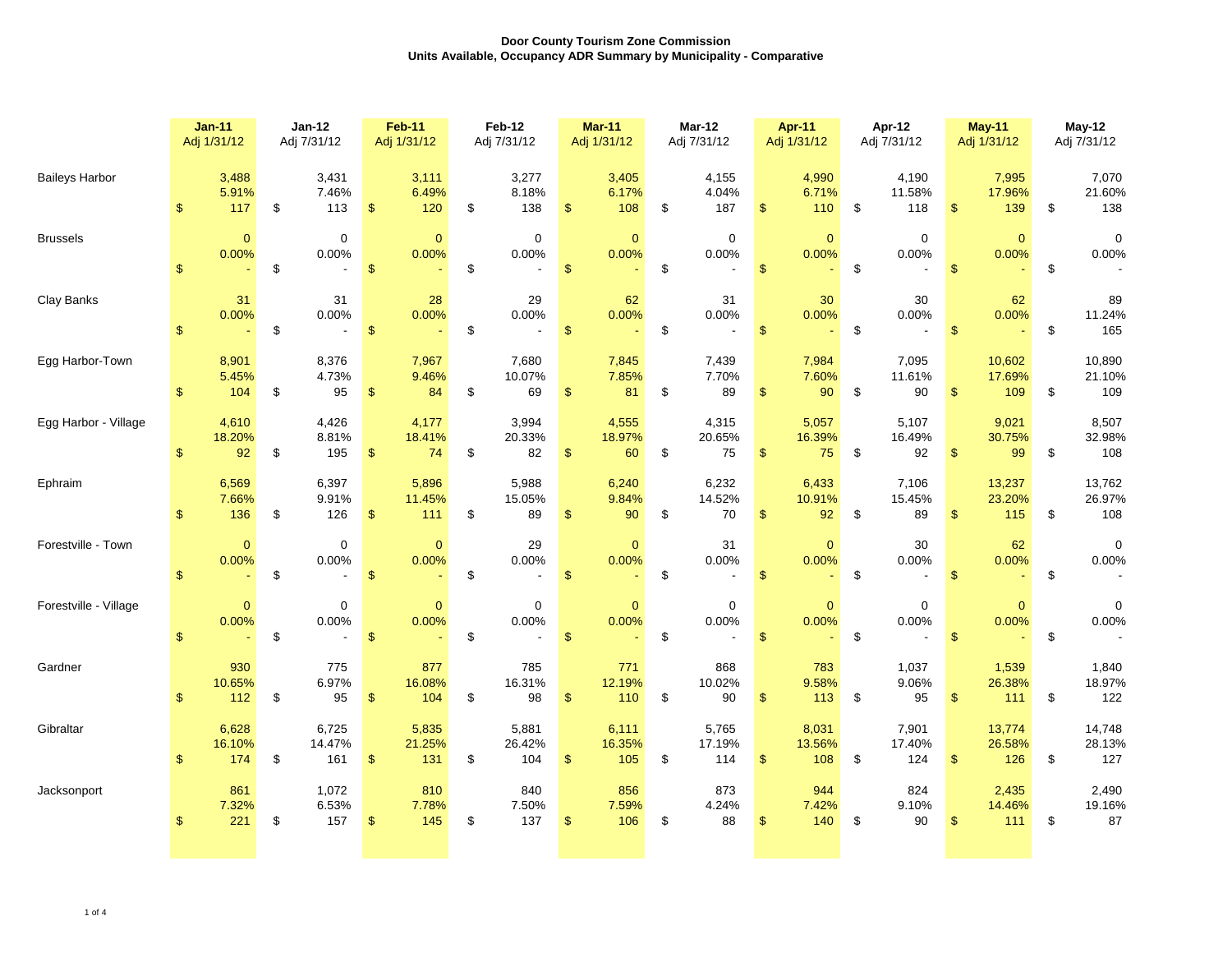**Door County Tourism Zone Commission**
**Units Available, Occupancy ADR Summary by Municipality - Comparative**

| | Jan-11 Adj 1/31/12 | Jan-12 Adj 7/31/12 | Feb-11 Adj 1/31/12 | Feb-12 Adj 7/31/12 | Mar-11 Adj 1/31/12 | Mar-12 Adj 7/31/12 | Apr-11 Adj 1/31/12 | Apr-12 Adj 7/31/12 | May-11 Adj 1/31/12 | May-12 Adj 7/31/12 |
|---|---|---|---|---|---|---|---|---|---|---|
| Baileys Harbor | 3,488 | 3,431 | 3,111 | 3,277 | 3,405 | 4,155 | 4,990 | 4,190 | 7,995 | 7,070 |
| | 5.91% | 7.46% | 6.49% | 8.18% | 6.17% | 4.04% | 6.71% | 11.58% | 17.96% | 21.60% |
| | $ 117 | $ 113 | $ 120 | $ 138 | $ 108 | $ 187 | $ 110 | $ 118 | $ 139 | $ 138 |
| Brussels | 0 | 0 | 0 | 0 | 0 | 0 | 0 | 0 | 0 | 0 |
| | 0.00% | 0.00% | 0.00% | 0.00% | 0.00% | 0.00% | 0.00% | 0.00% | 0.00% | 0.00% |
| | $ - | $ - | $ - | $ - | $ - | $ - | $ - | $ - | $ - | $ - |
| Clay Banks | 31 | 31 | 28 | 29 | 62 | 31 | 30 | 30 | 62 | 89 |
| | 0.00% | 0.00% | 0.00% | 0.00% | 0.00% | 0.00% | 0.00% | 0.00% | 0.00% | 11.24% |
| | $ - | $ - | $ - | $ - | $ - | $ - | $ - | $ - | $ - | $ 165 |
| Egg Harbor-Town | 8,901 | 8,376 | 7,967 | 7,680 | 7,845 | 7,439 | 7,984 | 7,095 | 10,602 | 10,890 |
| | 5.45% | 4.73% | 9.46% | 10.07% | 7.85% | 7.70% | 7.60% | 11.61% | 17.69% | 21.10% |
| | $ 104 | $ 95 | $ 84 | $ 69 | $ 81 | $ 89 | $ 90 | $ 90 | $ 109 | $ 109 |
| Egg Harbor - Village | 4,610 | 4,426 | 4,177 | 3,994 | 4,555 | 4,315 | 5,057 | 5,107 | 9,021 | 8,507 |
| | 18.20% | 8.81% | 18.41% | 20.33% | 18.97% | 20.65% | 16.39% | 16.49% | 30.75% | 32.98% |
| | $ 92 | $ 195 | $ 74 | $ 82 | $ 60 | $ 75 | $ 75 | $ 92 | $ 99 | $ 108 |
| Ephraim | 6,569 | 6,397 | 5,896 | 5,988 | 6,240 | 6,232 | 6,433 | 7,106 | 13,237 | 13,762 |
| | 7.66% | 9.91% | 11.45% | 15.05% | 9.84% | 14.52% | 10.91% | 15.45% | 23.20% | 26.97% |
| | $ 136 | $ 126 | $ 111 | $ 89 | $ 90 | $ 70 | $ 92 | $ 89 | $ 115 | $ 108 |
| Forestville - Town | 0 | 0 | 0 | 29 | 0 | 31 | 0 | 30 | 62 | 0 |
| | 0.00% | 0.00% | 0.00% | 0.00% | 0.00% | 0.00% | 0.00% | 0.00% | 0.00% | 0.00% |
| | $ - | $ - | $ - | $ - | $ - | $ - | $ - | $ - | $ - | $ - |
| Forestville - Village | 0 | 0 | 0 | 0 | 0 | 0 | 0 | 0 | 0 | 0 |
| | 0.00% | 0.00% | 0.00% | 0.00% | 0.00% | 0.00% | 0.00% | 0.00% | 0.00% | 0.00% |
| | $ - | $ - | $ - | $ - | $ - | $ - | $ - | $ - | $ - | $ - |
| Gardner | 930 | 775 | 877 | 785 | 771 | 868 | 783 | 1,037 | 1,539 | 1,840 |
| | 10.65% | 6.97% | 16.08% | 16.31% | 12.19% | 10.02% | 9.58% | 9.06% | 26.38% | 18.97% |
| | $ 112 | $ 95 | $ 104 | $ 98 | $ 110 | $ 90 | $ 113 | $ 95 | $ 111 | $ 122 |
| Gibraltar | 6,628 | 6,725 | 5,835 | 5,881 | 6,111 | 5,765 | 8,031 | 7,901 | 13,774 | 14,748 |
| | 16.10% | 14.47% | 21.25% | 26.42% | 16.35% | 17.19% | 13.56% | 17.40% | 26.58% | 28.13% |
| | $ 174 | $ 161 | $ 131 | $ 104 | $ 105 | $ 114 | $ 108 | $ 124 | $ 126 | $ 127 |
| Jacksonport | 861 | 1,072 | 810 | 840 | 856 | 873 | 944 | 824 | 2,435 | 2,490 |
| | 7.32% | 6.53% | 7.78% | 7.50% | 7.59% | 4.24% | 7.42% | 9.10% | 14.46% | 19.16% |
| | $ 221 | $ 157 | $ 145 | $ 137 | $ 106 | $ 88 | $ 140 | $ 90 | $ 111 | $ 87 |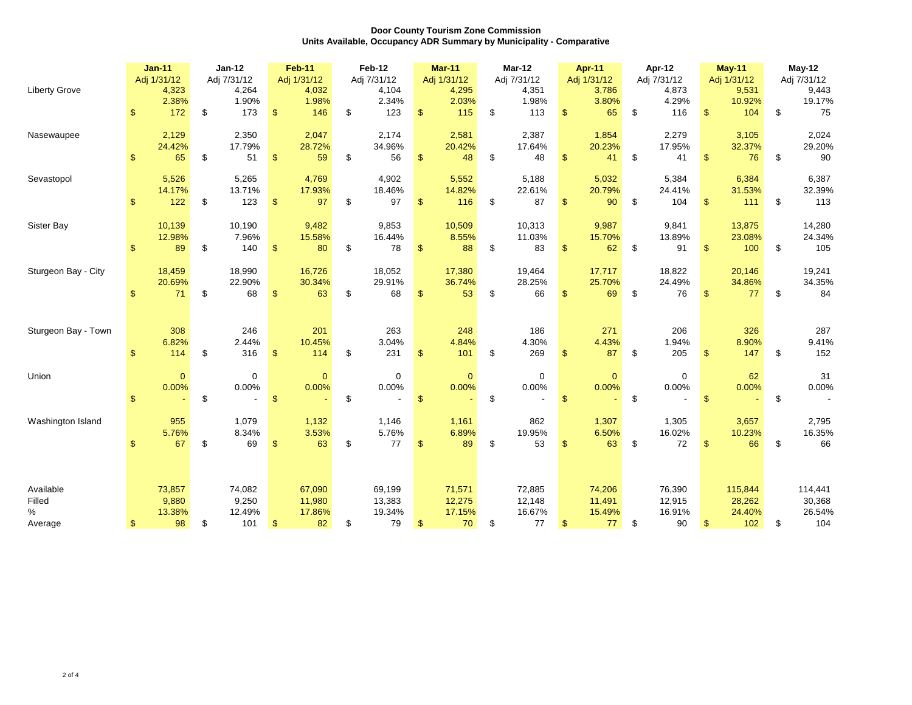**Door County Tourism Zone Commission**
**Units Available, Occupancy ADR Summary by Municipality - Comparative**

| | Jan-11 | Jan-12 | Feb-11 | Feb-12 | Mar-11 | Mar-12 | Apr-11 | Apr-12 | May-11 | May-12 |
|---|---|---|---|---|---|---|---|---|---|---|
| | Adj 1/31/12 | Adj 7/31/12 | Adj 1/31/12 | Adj 7/31/12 | Adj 1/31/12 | Adj 7/31/12 | Adj 1/31/12 | Adj 7/31/12 | Adj 1/31/12 | Adj 7/31/12 |
| Liberty Grove | 4,323 | 4,264 | 4,032 | 4,104 | 4,295 | 4,351 | 3,786 | 4,873 | 9,531 | 9,443 |
| | 2.38% | 1.90% | 1.98% | 2.34% | 2.03% | 1.98% | 3.80% | 4.29% | 10.92% | 19.17% |
| | $ 172 | $ 173 | $ 146 | $ 123 | $ 115 | $ 113 | $ 65 | $ 116 | $ 104 | $ 75 |
| Nasewaupee | 2,129 | 2,350 | 2,047 | 2,174 | 2,581 | 2,387 | 1,854 | 2,279 | 3,105 | 2,024 |
| | 24.42% | 17.79% | 28.72% | 34.96% | 20.42% | 17.64% | 20.23% | 17.95% | 32.37% | 29.20% |
| | $ 65 | $ 51 | $ 59 | $ 56 | $ 48 | $ 48 | $ 41 | $ 41 | $ 76 | $ 90 |
| Sevastopol | 5,526 | 5,265 | 4,769 | 4,902 | 5,552 | 5,188 | 5,032 | 5,384 | 6,384 | 6,387 |
| | 14.17% | 13.71% | 17.93% | 18.46% | 14.82% | 22.61% | 20.79% | 24.41% | 31.53% | 32.39% |
| | $ 122 | $ 123 | $ 97 | $ 97 | $ 116 | $ 87 | $ 90 | $ 104 | $ 111 | $ 113 |
| Sister Bay | 10,139 | 10,190 | 9,482 | 9,853 | 10,509 | 10,313 | 9,987 | 9,841 | 13,875 | 14,280 |
| | 12.98% | 7.96% | 15.58% | 16.44% | 8.55% | 11.03% | 15.70% | 13.89% | 23.08% | 24.34% |
| | $ 89 | $ 140 | $ 80 | $ 78 | $ 88 | $ 83 | $ 62 | $ 91 | $ 100 | $ 105 |
| Sturgeon Bay - City | 18,459 | 18,990 | 16,726 | 18,052 | 17,380 | 19,464 | 17,717 | 18,822 | 20,146 | 19,241 |
| | 20.69% | 22.90% | 30.34% | 29.91% | 36.74% | 28.25% | 25.70% | 24.49% | 34.86% | 34.35% |
| | $ 71 | $ 68 | $ 63 | $ 68 | $ 53 | $ 66 | $ 69 | $ 76 | $ 77 | $ 84 |
| Sturgeon Bay - Town | 308 | 246 | 201 | 263 | 248 | 186 | 271 | 206 | 326 | 287 |
| | 6.82% | 2.44% | 10.45% | 3.04% | 4.84% | 4.30% | 4.43% | 1.94% | 8.90% | 9.41% |
| | $ 114 | $ 316 | $ 114 | $ 231 | $ 101 | $ 269 | $ 87 | $ 205 | $ 147 | $ 152 |
| Union | 0 | 0 | 0 | 0 | 0 | 0 | 0 | 0 | 62 | 31 |
| | 0.00% | 0.00% | 0.00% | 0.00% | 0.00% | 0.00% | 0.00% | 0.00% | 0.00% | 0.00% |
| | $ - | $ - | $ - | $ - | $ - | $ - | $ - | $ - | $ - | $ - |
| Washington Island | 955 | 1,079 | 1,132 | 1,146 | 1,161 | 862 | 1,307 | 1,305 | 3,657 | 2,795 |
| | 5.76% | 8.34% | 3.53% | 5.76% | 6.89% | 19.95% | 6.50% | 16.02% | 10.23% | 16.35% |
| | $ 67 | $ 69 | $ 63 | $ 77 | $ 89 | $ 53 | $ 63 | $ 72 | $ 66 | $ 66 |
| Available | 73,857 | 74,082 | 67,090 | 69,199 | 71,571 | 72,885 | 74,206 | 76,390 | 115,844 | 114,441 |
| Filled | 9,880 | 9,250 | 11,980 | 13,383 | 12,275 | 12,148 | 11,491 | 12,915 | 28,262 | 30,368 |
| % | 13.38% | 12.49% | 17.86% | 19.34% | 17.15% | 16.67% | 15.49% | 16.91% | 24.40% | 26.54% |
| Average | $ 98 | $ 101 | $ 82 | $ 79 | $ 70 | $ 77 | $ 77 | $ 90 | $ 102 | $ 104 |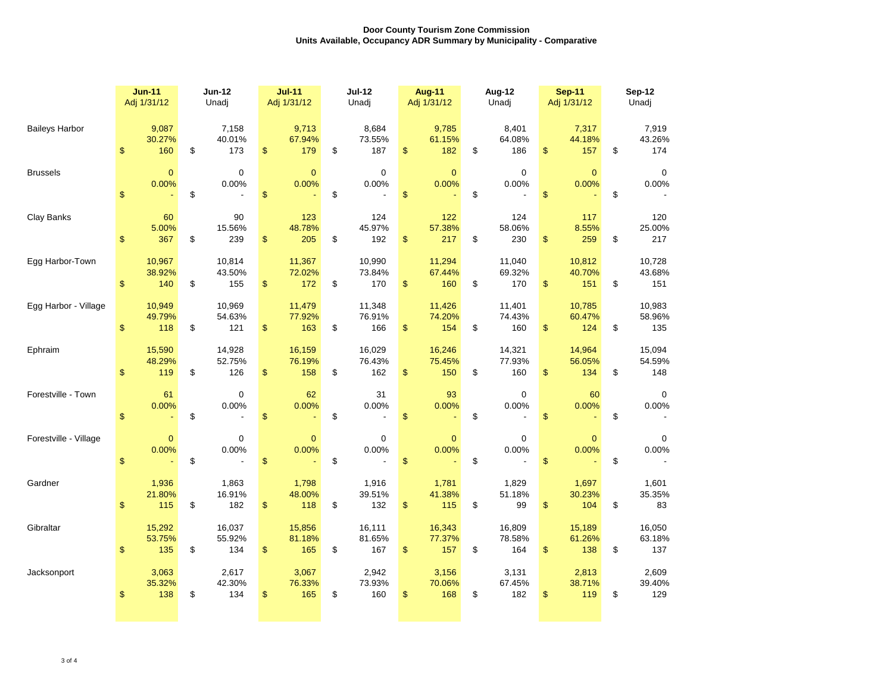**Door County Tourism Zone Commission**
**Units Available, Occupancy ADR Summary by Municipality - Comparative**

| | Jun-11 Adj 1/31/12 | Jun-12 Unadj | Jul-11 Adj 1/31/12 | Jul-12 Unadj | Aug-11 Adj 1/31/12 | Aug-12 Unadj | Sep-11 Adj 1/31/12 | Sep-12 Unadj |
|---|---|---|---|---|---|---|---|---|
| Baileys Harbor | 9,087 | 7,158 | 9,713 | 8,684 | 9,785 | 8,401 | 7,317 | 7,919 |
| | 30.27% | 40.01% | 67.94% | 73.55% | 61.15% | 64.08% | 44.18% | 43.26% |
| | $ 160 | $ 173 | $ 179 | $ 187 | $ 182 | $ 186 | $ 157 | $ 174 |
| Brussels | 0 | 0 | 0 | 0 | 0 | 0 | 0 | 0 |
| | 0.00% | 0.00% | 0.00% | 0.00% | 0.00% | 0.00% | 0.00% | 0.00% |
| | $ - | $ - | $ - | $ - | $ - | $ - | $ - | $ - |
| Clay Banks | 60 | 90 | 123 | 124 | 122 | 124 | 117 | 120 |
| | 5.00% | 15.56% | 48.78% | 45.97% | 57.38% | 58.06% | 8.55% | 25.00% |
| | $ 367 | $ 239 | $ 205 | $ 192 | $ 217 | $ 230 | $ 259 | $ 217 |
| Egg Harbor-Town | 10,967 | 10,814 | 11,367 | 10,990 | 11,294 | 11,040 | 10,812 | 10,728 |
| | 38.92% | 43.50% | 72.02% | 73.84% | 67.44% | 69.32% | 40.70% | 43.68% |
| | $ 140 | $ 155 | $ 172 | $ 170 | $ 160 | $ 170 | $ 151 | $ 151 |
| Egg Harbor - Village | 10,949 | 10,969 | 11,479 | 11,348 | 11,426 | 11,401 | 10,785 | 10,983 |
| | 49.79% | 54.63% | 77.92% | 76.91% | 74.20% | 74.43% | 60.47% | 58.96% |
| | $ 118 | $ 121 | $ 163 | $ 166 | $ 154 | $ 160 | $ 124 | $ 135 |
| Ephraim | 15,590 | 14,928 | 16,159 | 16,029 | 16,246 | 14,321 | 14,964 | 15,094 |
| | 48.29% | 52.75% | 76.19% | 76.43% | 75.45% | 77.93% | 56.05% | 54.59% |
| | $ 119 | $ 126 | $ 158 | $ 162 | $ 150 | $ 160 | $ 134 | $ 148 |
| Forestville - Town | 61 | 0 | 62 | 31 | 93 | 0 | 60 | 0 |
| | 0.00% | 0.00% | 0.00% | 0.00% | 0.00% | 0.00% | 0.00% | 0.00% |
| | $ - | $ - | $ - | $ - | $ - | $ - | $ - | $ - |
| Forestville - Village | 0 | 0 | 0 | 0 | 0 | 0 | 0 | 0 |
| | 0.00% | 0.00% | 0.00% | 0.00% | 0.00% | 0.00% | 0.00% | 0.00% |
| | $ - | $ - | $ - | $ - | $ - | $ - | $ - | $ - |
| Gardner | 1,936 | 1,863 | 1,798 | 1,916 | 1,781 | 1,829 | 1,697 | 1,601 |
| | 21.80% | 16.91% | 48.00% | 39.51% | 41.38% | 51.18% | 30.23% | 35.35% |
| | $ 115 | $ 182 | $ 118 | $ 132 | $ 115 | $ 99 | $ 104 | $ 83 |
| Gibraltar | 15,292 | 16,037 | 15,856 | 16,111 | 16,343 | 16,809 | 15,189 | 16,050 |
| | 53.75% | 55.92% | 81.18% | 81.65% | 77.37% | 78.58% | 61.26% | 63.18% |
| | $ 135 | $ 134 | $ 165 | $ 167 | $ 157 | $ 164 | $ 138 | $ 137 |
| Jacksonport | 3,063 | 2,617 | 3,067 | 2,942 | 3,156 | 3,131 | 2,813 | 2,609 |
| | 35.32% | 42.30% | 76.33% | 73.93% | 70.06% | 67.45% | 38.71% | 39.40% |
| | $ 138 | $ 134 | $ 165 | $ 160 | $ 168 | $ 182 | $ 119 | $ 129 |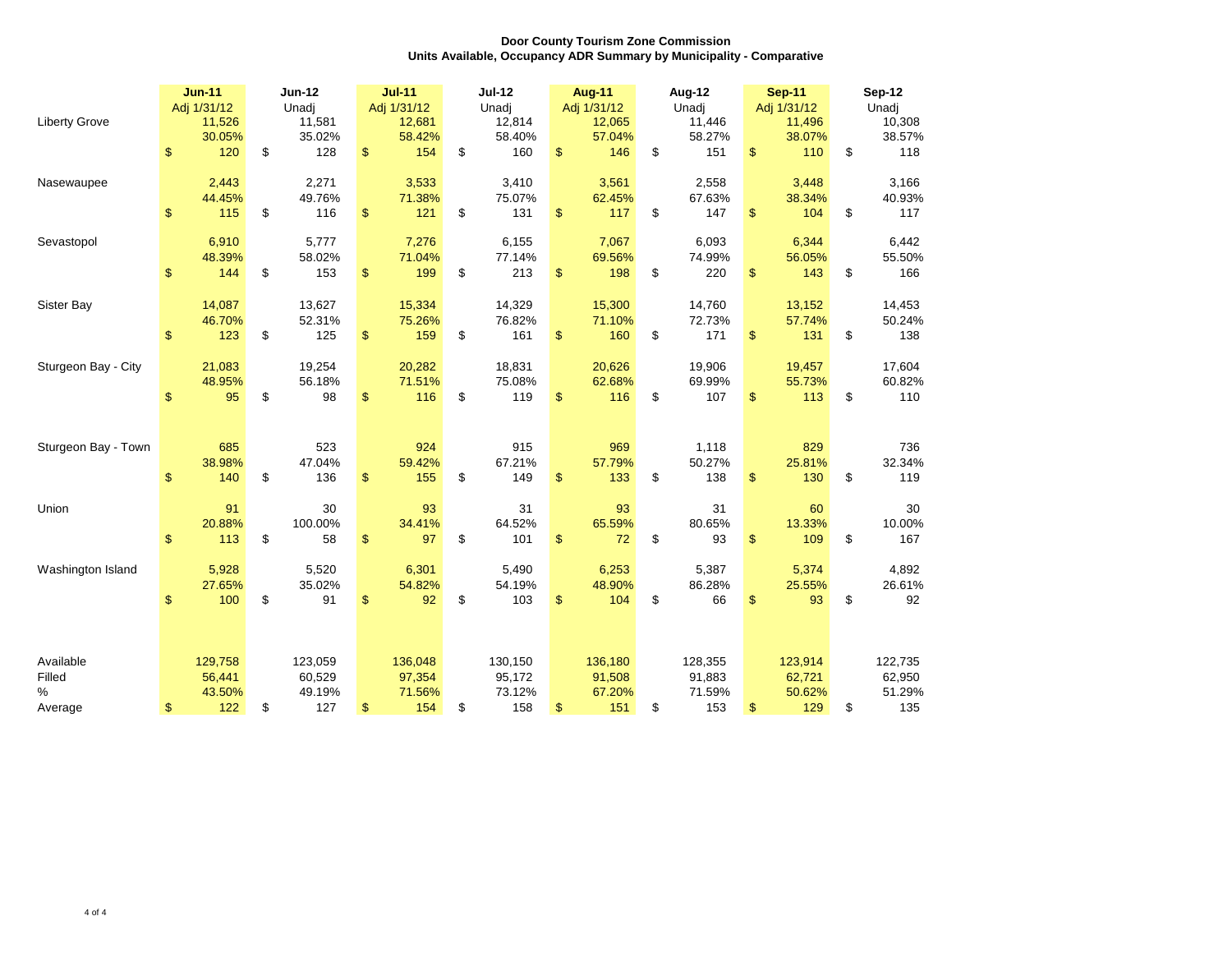**Door County Tourism Zone Commission**
**Units Available, Occupancy ADR Summary by Municipality - Comparative**

| | Jun-11 | Jun-12 | Jul-11 | Jul-12 | Aug-11 | Aug-12 | Sep-11 | Sep-12 |
|---|---|---|---|---|---|---|---|---|
| | Adj 1/31/12 | Unadj | Adj 1/31/12 | Unadj | Adj 1/31/12 | Unadj | Adj 1/31/12 | Unadj |
| Liberty Grove | 11,526 | 11,581 | 12,681 | 12,814 | 12,065 | 11,446 | 11,496 | 10,308 |
| | 30.05% | 35.02% | 58.42% | 58.40% | 57.04% | 58.27% | 38.07% | 38.57% |
| | $ 120 | $ 128 | $ 154 | $ 160 | $ 146 | $ 151 | $ 110 | $ 118 |
| Nasewaupee | 2,443 | 2,271 | 3,533 | 3,410 | 3,561 | 2,558 | 3,448 | 3,166 |
| | 44.45% | 49.76% | 71.38% | 75.07% | 62.45% | 67.63% | 38.34% | 40.93% |
| | $ 115 | $ 116 | $ 121 | $ 131 | $ 117 | $ 147 | $ 104 | $ 117 |
| Sevastopol | 6,910 | 5,777 | 7,276 | 6,155 | 7,067 | 6,093 | 6,344 | 6,442 |
| | 48.39% | 58.02% | 71.04% | 77.14% | 69.56% | 74.99% | 56.05% | 55.50% |
| | $ 144 | $ 153 | $ 199 | $ 213 | $ 198 | $ 220 | $ 143 | $ 166 |
| Sister Bay | 14,087 | 13,627 | 15,334 | 14,329 | 15,300 | 14,760 | 13,152 | 14,453 |
| | 46.70% | 52.31% | 75.26% | 76.82% | 71.10% | 72.73% | 57.74% | 50.24% |
| | $ 123 | $ 125 | $ 159 | $ 161 | $ 160 | $ 171 | $ 131 | $ 138 |
| Sturgeon Bay - City | 21,083 | 19,254 | 20,282 | 18,831 | 20,626 | 19,906 | 19,457 | 17,604 |
| | 48.95% | 56.18% | 71.51% | 75.08% | 62.68% | 69.99% | 55.73% | 60.82% |
| | $ 95 | $ 98 | $ 116 | $ 119 | $ 116 | $ 107 | $ 113 | $ 110 |
| Sturgeon Bay - Town | 685 | 523 | 924 | 915 | 969 | 1,118 | 829 | 736 |
| | 38.98% | 47.04% | 59.42% | 67.21% | 57.79% | 50.27% | 25.81% | 32.34% |
| | $ 140 | $ 136 | $ 155 | $ 149 | $ 133 | $ 138 | $ 130 | $ 119 |
| Union | 91 | 30 | 93 | 31 | 93 | 31 | 60 | 30 |
| | 20.88% | 100.00% | 34.41% | 64.52% | 65.59% | 80.65% | 13.33% | 10.00% |
| | $ 113 | $ 58 | $ 97 | $ 101 | $ 72 | $ 93 | $ 109 | $ 167 |
| Washington Island | 5,928 | 5,520 | 6,301 | 5,490 | 6,253 | 5,387 | 5,374 | 4,892 |
| | 27.65% | 35.02% | 54.82% | 54.19% | 48.90% | 86.28% | 25.55% | 26.61% |
| | $ 100 | $ 91 | $ 92 | $ 103 | $ 104 | $ 66 | $ 93 | $ 92 |
| Available | 129,758 | 123,059 | 136,048 | 130,150 | 136,180 | 128,355 | 123,914 | 122,735 |
| Filled | 56,441 | 60,529 | 97,354 | 95,172 | 91,508 | 91,883 | 62,721 | 62,950 |
| % | 43.50% | 49.19% | 71.56% | 73.12% | 67.20% | 71.59% | 50.62% | 51.29% |
| Average | $ 122 | $ 127 | $ 154 | $ 158 | $ 151 | $ 153 | $ 129 | $ 135 |